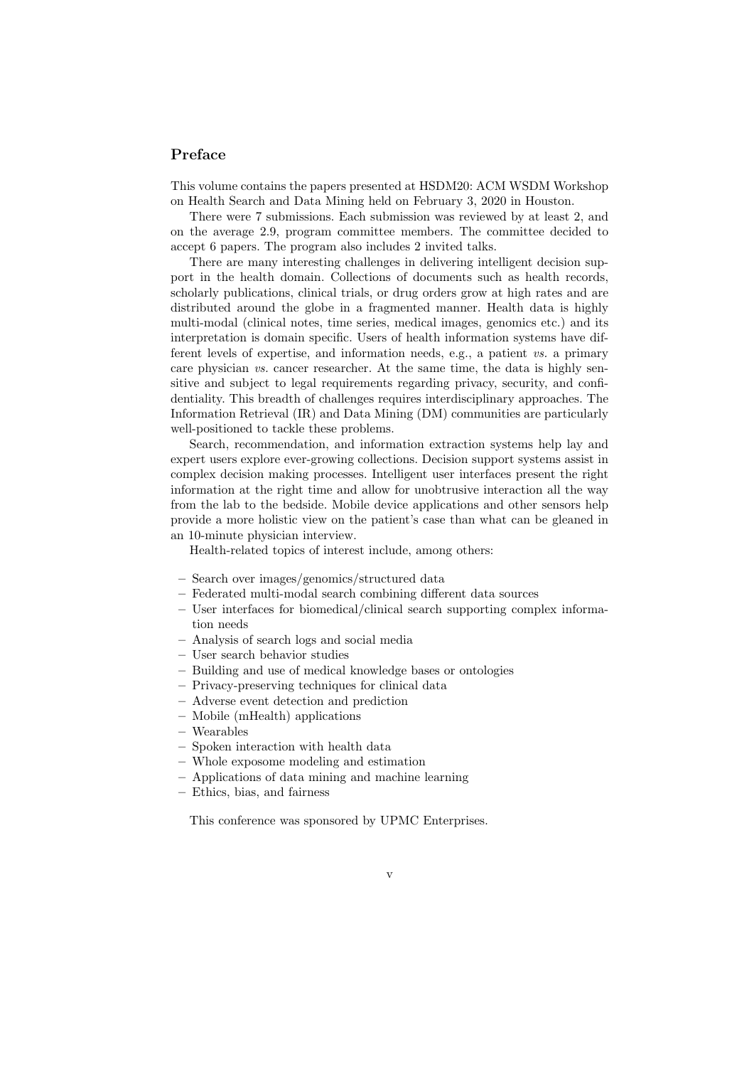# Preface

This volume contains the papers presented at HSDM20: ACM WSDM Workshop on Health Search and Data Mining held on February 3, 2020 in Houston.

There were 7 submissions. Each submission was reviewed by at least 2, and on the average 2.9, program committee members. The committee decided to accept 6 papers. The program also includes 2 invited talks.

There are many interesting challenges in delivering intelligent decision support in the health domain. Collections of documents such as health records, scholarly publications, clinical trials, or drug orders grow at high rates and are distributed around the globe in a fragmented manner. Health data is highly multi-modal (clinical notes, time series, medical images, genomics etc.) and its interpretation is domain specific. Users of health information systems have different levels of expertise, and information needs, e.g., a patient *vs.* a primary care physician *vs.* cancer researcher. At the same time, the data is highly sensitive and subject to legal requirements regarding privacy, security, and confidentiality. This breadth of challenges requires interdisciplinary approaches. The Information Retrieval (IR) and Data Mining (DM) communities are particularly well-positioned to tackle these problems.

Search, recommendation, and information extraction systems help lay and expert users explore ever-growing collections. Decision support systems assist in complex decision making processes. Intelligent user interfaces present the right information at the right time and allow for unobtrusive interaction all the way from the lab to the bedside. Mobile device applications and other sensors help provide a more holistic view on the patient's case than what can be gleaned in an 10-minute physician interview.

Health-related topics of interest include, among others:

- Search over images/genomics/structured data
- Federated multi-modal search combining different data sources
- User interfaces for biomedical/clinical search supporting complex information needs
- Analysis of search logs and social media
- User search behavior studies
- Building and use of medical knowledge bases or ontologies
- Privacy-preserving techniques for clinical data
- Adverse event detection and prediction
- Mobile (mHealth) applications
- Wearables
- Spoken interaction with health data
- Whole exposome modeling and estimation
- Applications of data mining and machine learning
- Ethics, bias, and fairness

This conference was sponsored by UPMC Enterprises.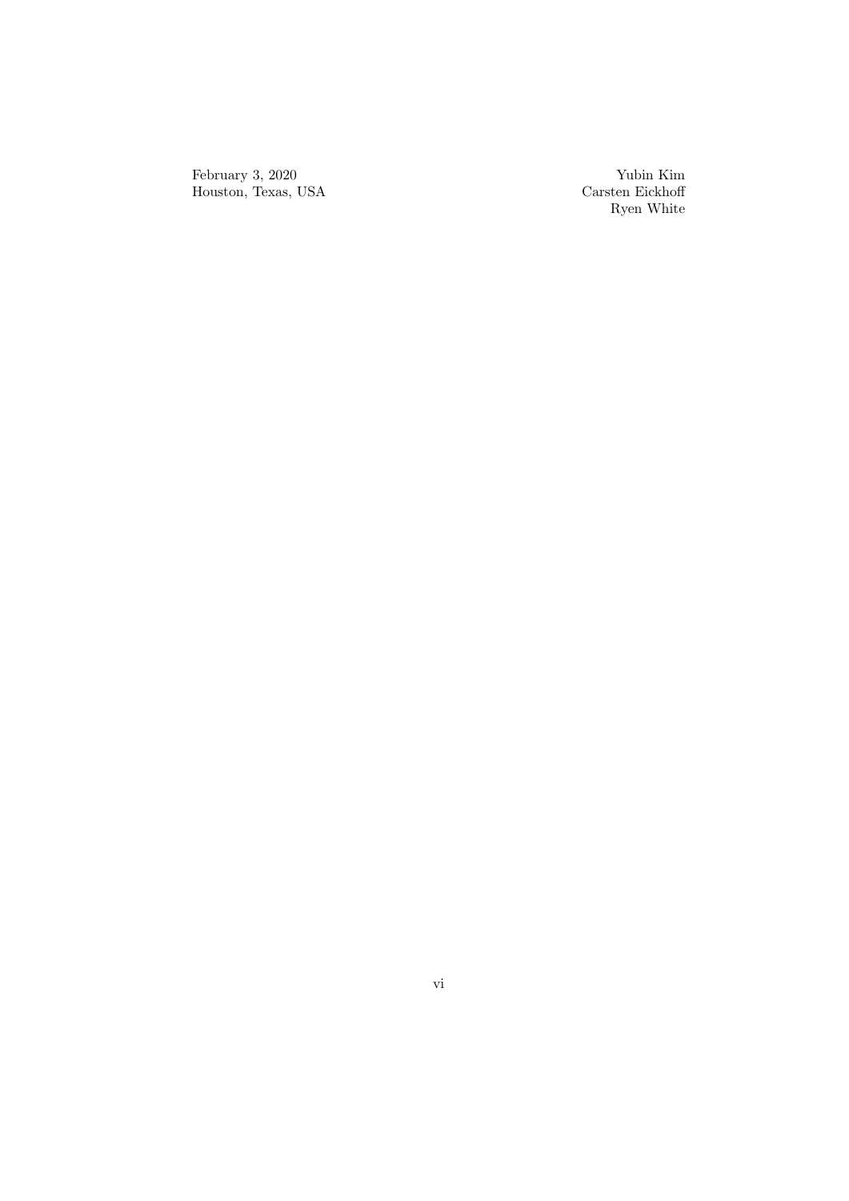February 3, 2020
Houston, Texas, USA

Yubin Kim
Carsten Eickhoff
Ryen White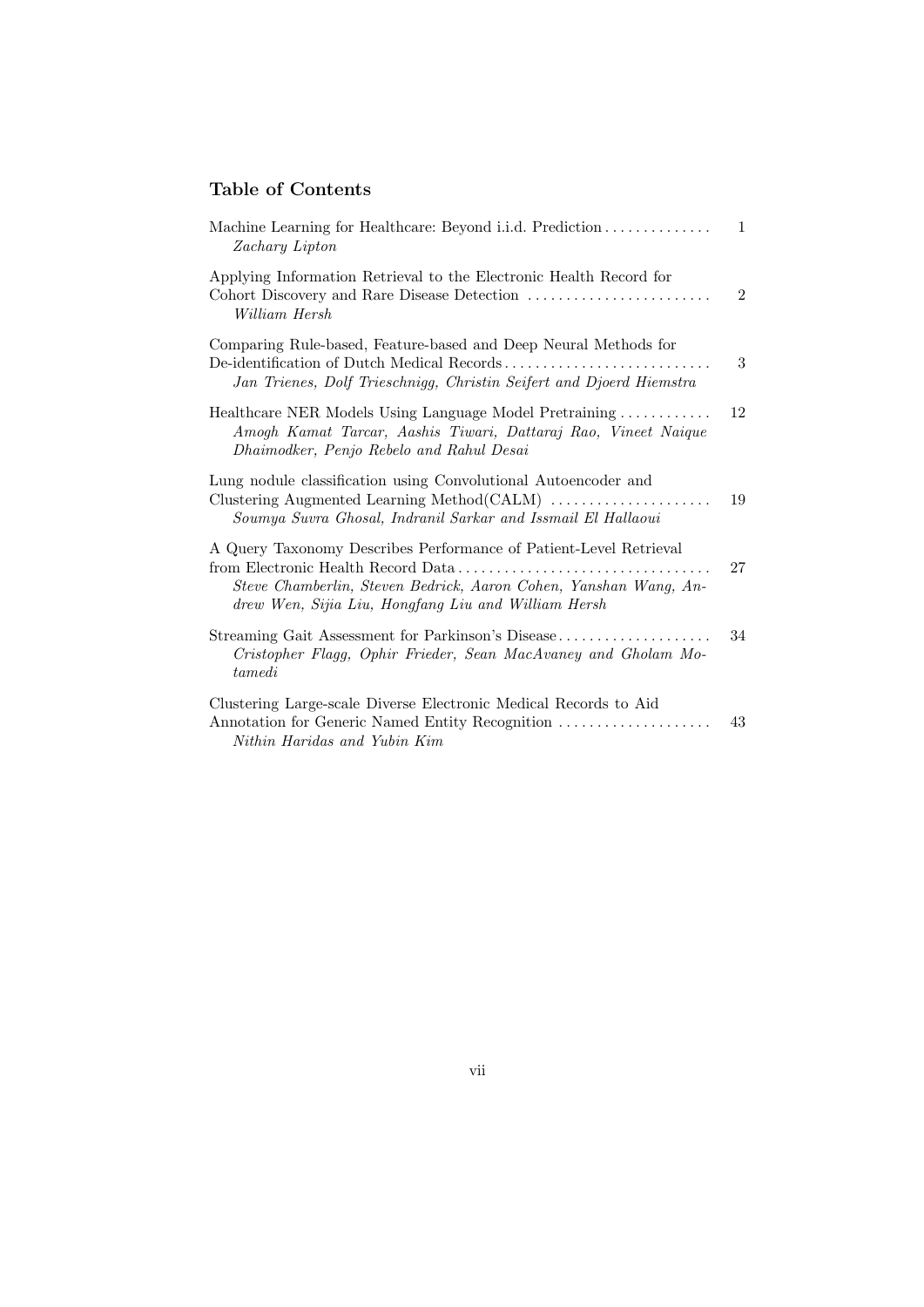## Table of Contents

Machine Learning for Healthcare: Beyond i.i.d. Prediction .............. 1
*Zachary Lipton*

Applying Information Retrieval to the Electronic Health Record for Cohort Discovery and Rare Disease Detection ........................ 2
*William Hersh*

Comparing Rule-based, Feature-based and Deep Neural Methods for De-identification of Dutch Medical Records ........................... 3
*Jan Trienes, Dolf Trieschnigg, Christin Seifert and Djoerd Hiemstra*

Healthcare NER Models Using Language Model Pretraining ............ 12
*Amogh Kamat Tarcar, Aashis Tiwari, Dattaraj Rao, Vineet Naique Dhaimodker, Penjo Rebelo and Rahul Desai*

Lung nodule classification using Convolutional Autoencoder and Clustering Augmented Learning Method(CALM) ..................... 19
*Soumya Suvra Ghosal, Indranil Sarkar and Issmail El Hallaoui*

A Query Taxonomy Describes Performance of Patient-Level Retrieval from Electronic Health Record Data ................................. 27
*Steve Chamberlin, Steven Bedrick, Aaron Cohen, Yanshan Wang, Andrew Wen, Sijia Liu, Hongfang Liu and William Hersh*

Streaming Gait Assessment for Parkinson's Disease .................... 34
*Cristopher Flagg, Ophir Frieder, Sean MacAvaney and Gholam Motamedi*

Clustering Large-scale Diverse Electronic Medical Records to Aid Annotation for Generic Named Entity Recognition .................... 43
*Nithin Haridas and Yubin Kim*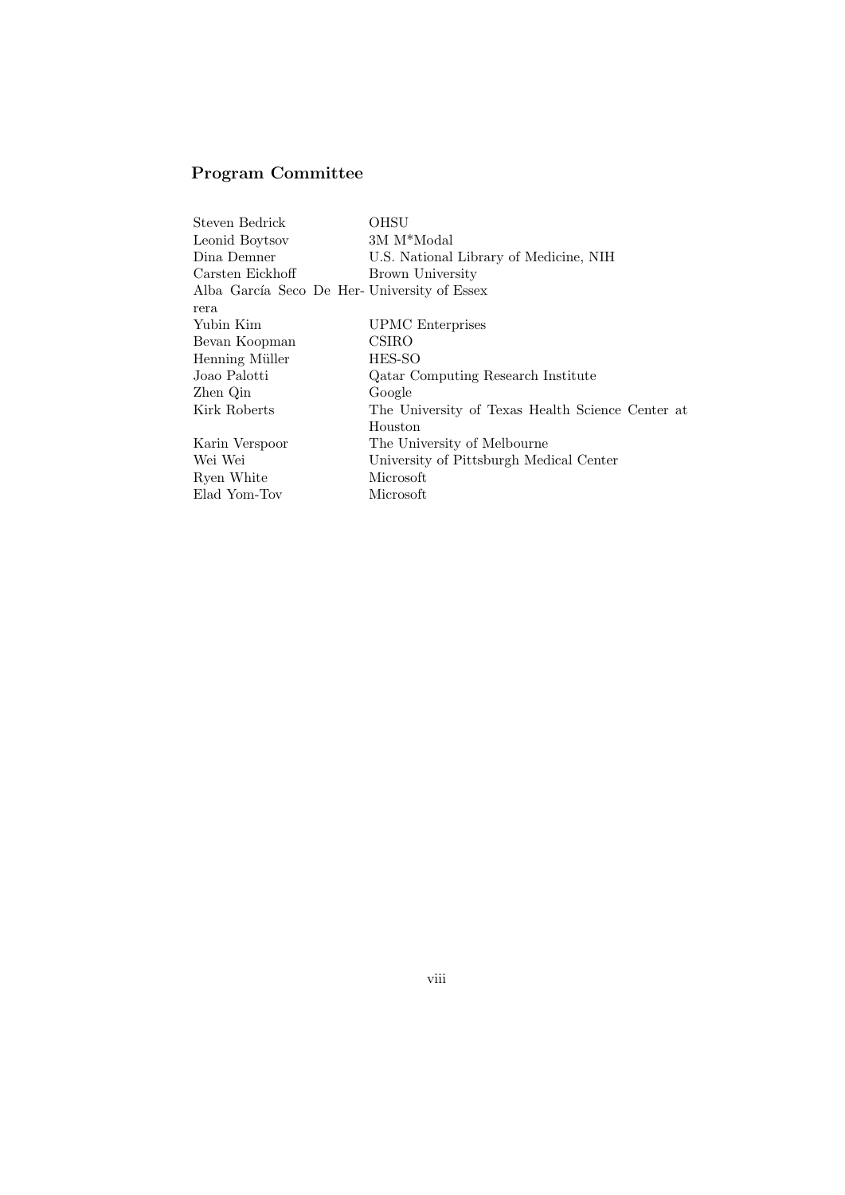## Program Committee

| | |
|---|---|
| Steven Bedrick | OHSU |
| Leonid Boytsov | 3M M*Modal |
| Dina Demner | U.S. National Library of Medicine, NIH |
| Carsten Eickhoff | Brown University |
| Alba García Seco De Herrera | University of Essex |
| Yubin Kim | UPMC Enterprises |
| Bevan Koopman | CSIRO |
| Henning Müller | HES-SO |
| Joao Palotti | Qatar Computing Research Institute |
| Zhen Qin | Google |
| Kirk Roberts | The University of Texas Health Science Center at Houston |
| Karin Verspoor | The University of Melbourne |
| Wei Wei | University of Pittsburgh Medical Center |
| Ryen White | Microsoft |
| Elad Yom-Tov | Microsoft |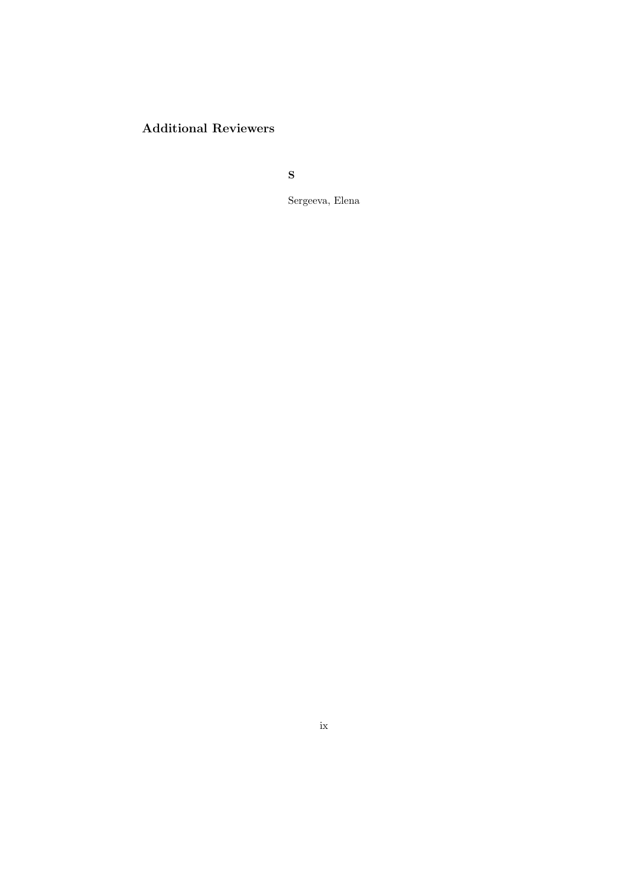## Additional Reviewers

**S**

Sergeeva, Elena